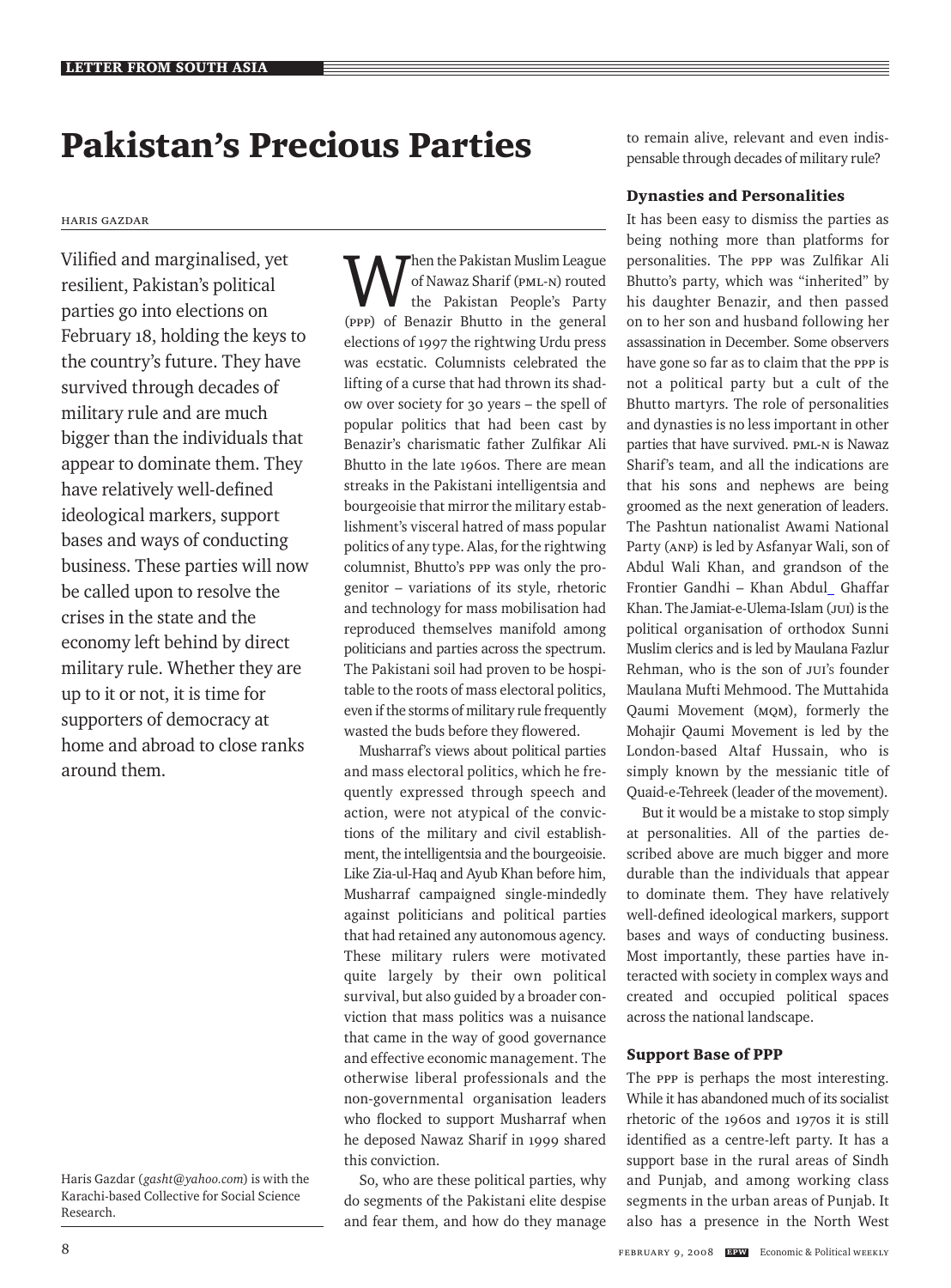# Pakistan's Precious Parties

HARIS GAZDAR

Vilified and marginalised, yet resilient, Pakistan's political parties go into elections on February 18, holding the keys to the country's future. They have survived through decades of military rule and are much bigger than the individuals that appear to dominate them. They have relatively well-defined ideological markers, support bases and ways of conducting business. These parties will now be called upon to resolve the crises in the state and the economy left behind by direct military rule. Whether they are up to it or not, it is time for supporters of democracy at home and abroad to close ranks around them.

Haris Gazdar (*gasht@yahoo.com*) is with the Karachi-based Collective for Social Science Research.

When the Pakistan Muslim League of Nawaz Sharif (PML-N) routed the Pakistan People's Party (PPP) of Benazir Bhutto in the general elections of 1997 the rightwing Urdu press was ecstatic. Columnists celebrated the lifting of a curse that had thrown its shadow over society for 30 years – the spell of popular politics that had been cast by Benazir's charismatic father Zulfikar Ali Bhutto in the late 1960s. There are mean streaks in the Pakistani intelligentsia and bourgeoisie that mirror the military establishment's visceral hatred of mass popular politics of any type. Alas, for the rightwing columnist, Bhutto's PPP was only the progenitor – variations of its style, rhetoric and technology for mass mobilisation had reproduced themselves manifold among politicians and parties across the spectrum. The Pakistani soil had proven to be hospitable to the roots of mass electoral politics, even if the storms of military rule frequently wasted the buds before they flowered.

Musharraf's views about political parties and mass electoral politics, which he frequently expressed through speech and action, were not atypical of the convictions of the military and civil establishment, the intelligentsia and the bourgeoisie. Like Zia-ul-Haq and Ayub Khan before him, Musharraf campaigned single-mindedly against politicians and political parties that had retained any autonomous agency. These military rulers were motivated quite largely by their own political survival, but also guided by a broader conviction that mass politics was a nuisance that came in the way of good governance and effective economic management. The otherwise liberal professionals and the non-governmental organisation leaders who flocked to support Musharraf when he deposed Nawaz Sharif in 1999 shared this conviction.

So, who are these political parties, why do segments of the Pakistani elite despise and fear them, and how do they manage to remain alive, relevant and even indispensable through decades of military rule?

## Dynasties and Personalities

It has been easy to dismiss the parties as being nothing more than platforms for personalities. The PPP was Zulfikar Ali Bhutto's party, which was "inherited" by his daughter Benazir, and then passed on to her son and husband following her assassination in December. Some observers have gone so far as to claim that the PPP is not a political party but a cult of the Bhutto martyrs. The role of personalities and dynasties is no less important in other parties that have survived. PML-N is Nawaz Sharif's team, and all the indications are that his sons and nephews are being groomed as the next generation of leaders. The Pashtun nationalist Awami National Party (ANP) is led by Asfanyar Wali, son of Abdul Wali Khan, and grandson of the Frontier Gandhi – Khan Abdul Ghaffar Khan. The Jamiat-e-Ulema-Islam (JUI) is the political organisation of orthodox Sunni Muslim clerics and is led by Maulana Fazlur Rehman, who is the son of JUI's founder Maulana Mufti Mehmood. The Muttahida Qaumi Movement (MQM), formerly the Mohajir Qaumi Movement is led by the London-based Altaf Hussain, who is simply known by the messianic title of Quaid-e-Tehreek (leader of the movement).

But it would be a mistake to stop simply at personalities. All of the parties described above are much bigger and more durable than the individuals that appear to dominate them. They have relatively well-defined ideological markers, support bases and ways of conducting business. Most importantly, these parties have interacted with society in complex ways and created and occupied political spaces across the national landscape.

## Support Base of PPP

The PPP is perhaps the most interesting. While it has abandoned much of its socialist rhetoric of the 1960s and 1970s it is still identified as a centre-left party. It has a support base in the rural areas of Sindh and Punjab, and among working class segments in the urban areas of Punjab. It also has a presence in the North West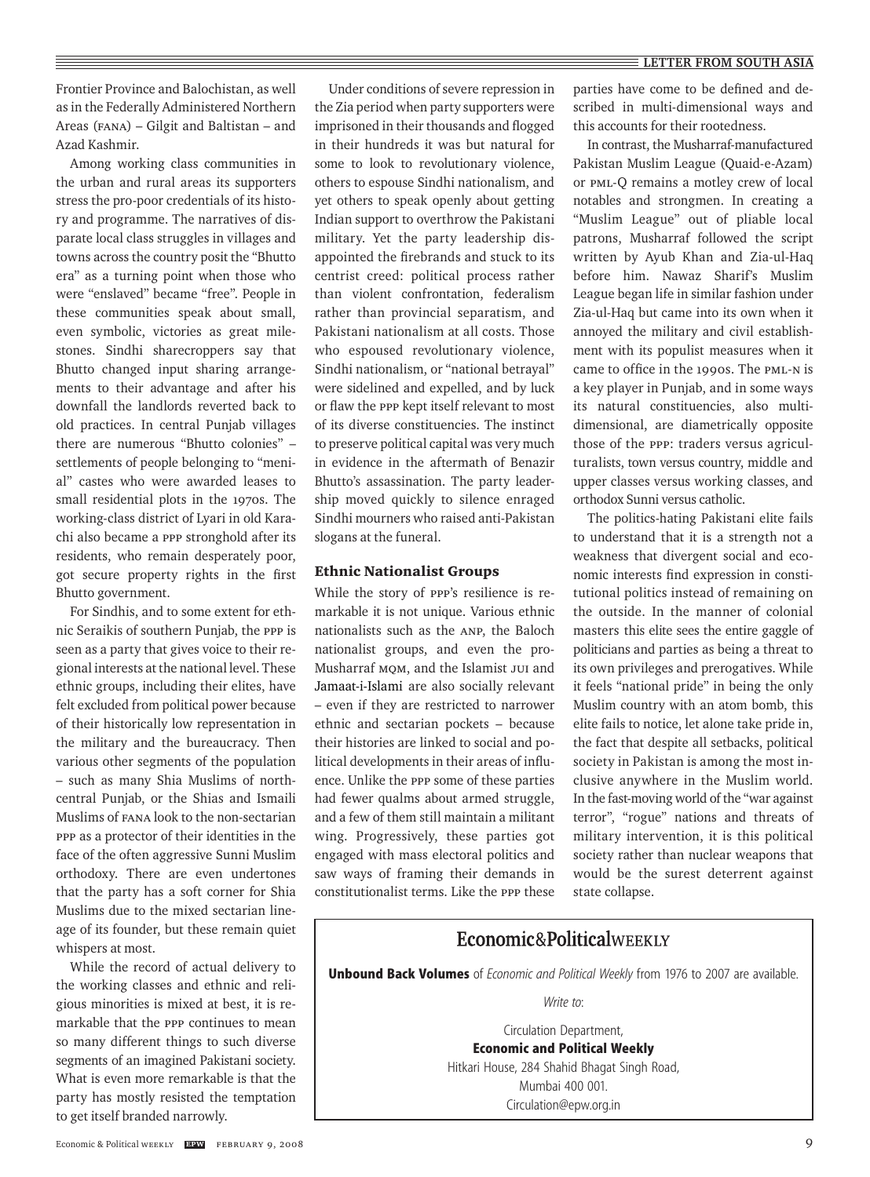Frontier Province and Balochistan, as well as in the Federally Administered Northern Areas (FANA) – Gilgit and Baltistan – and Azad Kashmir.

Among working class communities in the urban and rural areas its supporters stress the pro-poor credentials of its history and programme. The narratives of disparate local class struggles in villages and towns across the country posit the "Bhutto era" as a turning point when those who were "enslaved" became "free". People in these communities speak about small, even symbolic, victories as great milestones. Sindhi sharecroppers say that Bhutto changed input sharing arrangements to their advantage and after his downfall the landlords reverted back to old practices. In central Punjab villages there are numerous "Bhutto colonies" – settlements of people belonging to "menial" castes who were awarded leases to small residential plots in the 1970s. The working-class district of Lyari in old Karachi also became a PPP stronghold after its residents, who remain desperately poor, got secure property rights in the first Bhutto government.

For Sindhis, and to some extent for ethnic Seraikis of southern Punjab, the PPP is seen as a party that gives voice to their regional interests at the national level. These ethnic groups, including their elites, have felt excluded from political power because of their historically low representation in the military and the bureaucracy. Then various other segments of the population – such as many Shia Muslims of north-central Punjab, or the Shias and Ismaili Muslims of FANA look to the non-sectarian PPP as a protector of their identities in the face of the often aggressive Sunni Muslim orthodoxy. There are even undertones that the party has a soft corner for Shia Muslims due to the mixed sectarian lineage of its founder, but these remain quiet whispers at most.

While the record of actual delivery to the working classes and ethnic and religious minorities is mixed at best, it is remarkable that the PPP continues to mean so many different things to such diverse segments of an imagined Pakistani society. What is even more remarkable is that the party has mostly resisted the temptation to get itself branded narrowly.

Under conditions of severe repression in the Zia period when party supporters were imprisoned in their thousands and flogged in their hundreds it was but natural for some to look to revolutionary violence, others to espouse Sindhi nationalism, and yet others to speak openly about getting Indian support to overthrow the Pakistani military. Yet the party leadership disappointed the firebrands and stuck to its centrist creed: political process rather than violent confrontation, federalism rather than provincial separatism, and Pakistani nationalism at all costs. Those who espoused revolutionary violence, Sindhi nationalism, or "national betrayal" were sidelined and expelled, and by luck or flaw the PPP kept itself relevant to most of its diverse constituencies. The instinct to preserve political capital was very much in evidence in the aftermath of Benazir Bhutto's assassination. The party leadership moved quickly to silence enraged Sindhi mourners who raised anti-Pakistan slogans at the funeral.

### Ethnic Nationalist Groups

While the story of PPP's resilience is remarkable it is not unique. Various ethnic nationalists such as the ANP, the Baloch nationalist groups, and even the pro-Musharraf MQM, and the Islamist JUI and Jamaat-i-Islami are also socially relevant – even if they are restricted to narrower ethnic and sectarian pockets – because their histories are linked to social and political developments in their areas of influence. Unlike the PPP some of these parties had fewer qualms about armed struggle, and a few of them still maintain a militant wing. Progressively, these parties got engaged with mass electoral politics and saw ways of framing their demands in constitutionalist terms. Like the PPP these parties have come to be defined and described in multi-dimensional ways and this accounts for their rootedness.

In contrast, the Musharraf-manufactured Pakistan Muslim League (Quaid-e-Azam) or PML-Q remains a motley crew of local notables and strongmen. In creating a "Muslim League" out of pliable local patrons, Musharraf followed the script written by Ayub Khan and Zia-ul-Haq before him. Nawaz Sharif's Muslim League began life in similar fashion under Zia-ul-Haq but came into its own when it annoyed the military and civil establishment with its populist measures when it came to office in the 1990s. The PML-N is a key player in Punjab, and in some ways its natural constituencies, also multi-dimensional, are diametrically opposite those of the PPP: traders versus agriculturalists, town versus country, middle and upper classes versus working classes, and orthodox Sunni versus catholic.

The politics-hating Pakistani elite fails to understand that it is a strength not a weakness that divergent social and economic interests find expression in constitutional politics instead of remaining on the outside. In the manner of colonial masters this elite sees the entire gaggle of politicians and parties as being a threat to its own privileges and prerogatives. While it feels "national pride" in being the only Muslim country with an atom bomb, this elite fails to notice, let alone take pride in, the fact that despite all setbacks, political society in Pakistan is among the most inclusive anywhere in the Muslim world. In the fast-moving world of the "war against terror", "rogue" nations and threats of military intervention, it is this political society rather than nuclear weapons that would be the surest deterrent against state collapse.

---

**Economic&PoliticalWEEKLY**

**Unbound Back Volumes** of *Economic and Political Weekly* from 1976 to 2007 are available.

*Write to*:

Circulation Department,
**Economic and Political Weekly**
Hitkari House, 284 Shahid Bhagat Singh Road,
Mumbai 400 001.
Circulation@epw.org.in